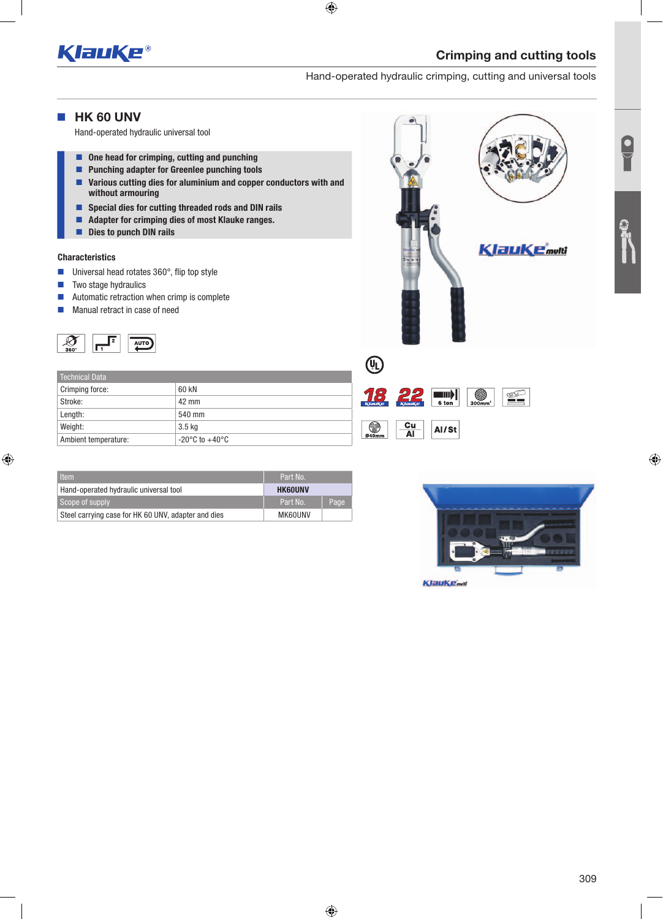## Crimping and cutting tools

Hand-operated hydraulic crimping, cutting and universal tools

## HK 60 UNV

Hand-operated hydraulic universal tool

- **One head for crimping, cutting and punching**
- **Punching adapter for Greenlee punching tools**
- **Various cutting dies for aluminium and copper conductors with and without armouring**
- **Special dies for cutting threaded rods and DIN rails**
- **Adapter for crimping dies of most Klauke ranges.**
- **Dies to punch DIN rails**

### Characteristics

- Universal head rotates 360°, flip top style
- Two stage hydraulics
- Automatic retraction when crimp is complete
- Manual retract in case of need

| Technical Data | |
|---|---|
| Crimping force: | 60 kN |
| Stroke: | 42 mm |
| Length: | 540 mm |
| Weight: | 3.5 kg |
| Ambient temperature: | -20°C to +40°C |

| Item | Part No. | |
|---|---|---|
| Hand-operated hydraulic universal tool | **HK60UNV** | |
| Scope of supply | Part No. | Page |
| Steel carrying case for HK 60 UNV, adapter and dies | MK60UNV | |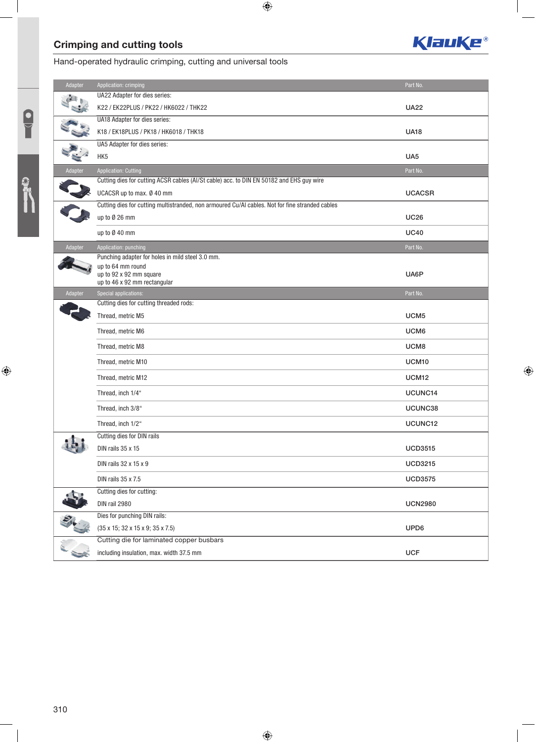## Crimping and cutting tools

Hand-operated hydraulic crimping, cutting and universal tools

| Adapter | Application: crimping | Part No. |
|---|---|---|
| | UA22 Adapter for dies series: K22 / EK22PLUS / PK22 / HK6022 / THK22 | UA22 |
| | UA18 Adapter for dies series: K18 / EK18PLUS / PK18 / HK6018 / THK18 | UA18 |
| | UA5 Adapter for dies series: HK5 | UA5 |
| **Adapter** | **Application: Cutting** | **Part No.** |
| | Cutting dies for cutting ACSR cables (Al/St cable) acc. to DIN EN 50182 and EHS guy wire: UCACSR up to max. Ø 40 mm | UCACSR |
| | Cutting dies for cutting multistranded, non armoured Cu/Al cables. Not for fine stranded cables: up to Ø 26 mm | UC26 |
| | up to Ø 40 mm | UC40 |
| **Adapter** | **Application: punching** | **Part No.** |
| | Punching adapter for holes in mild steel 3.0 mm. up to 64 mm round, up to 92 x 92 mm square, up to 46 x 92 mm rectangular | UA6P |
| **Adapter** | **Special applications:** | **Part No.** |
| | Cutting dies for cutting threaded rods: Thread, metric M5 | UCM5 |
| | Thread, metric M6 | UCM6 |
| | Thread, metric M8 | UCM8 |
| | Thread, metric M10 | UCM10 |
| | Thread, metric M12 | UCM12 |
| | Thread, inch 1/4" | UCUNC14 |
| | Thread, inch 3/8" | UCUNC38 |
| | Thread, inch 1/2" | UCUNC12 |
| | Cutting dies for DIN rails: DIN rails 35 x 15 | UCD3515 |
| | DIN rails 32 x 15 x 9 | UCD3215 |
| | DIN rails 35 x 7.5 | UCD3575 |
| | Cutting dies for cutting: DIN rail 2980 | UCN2980 |
| | Dies for punching DIN rails: (35 x 15; 32 x 15 x 9; 35 x 7.5) | UPD6 |
| | Cutting die for laminated copper busbars including insulation, max. width 37.5 mm | UCF |